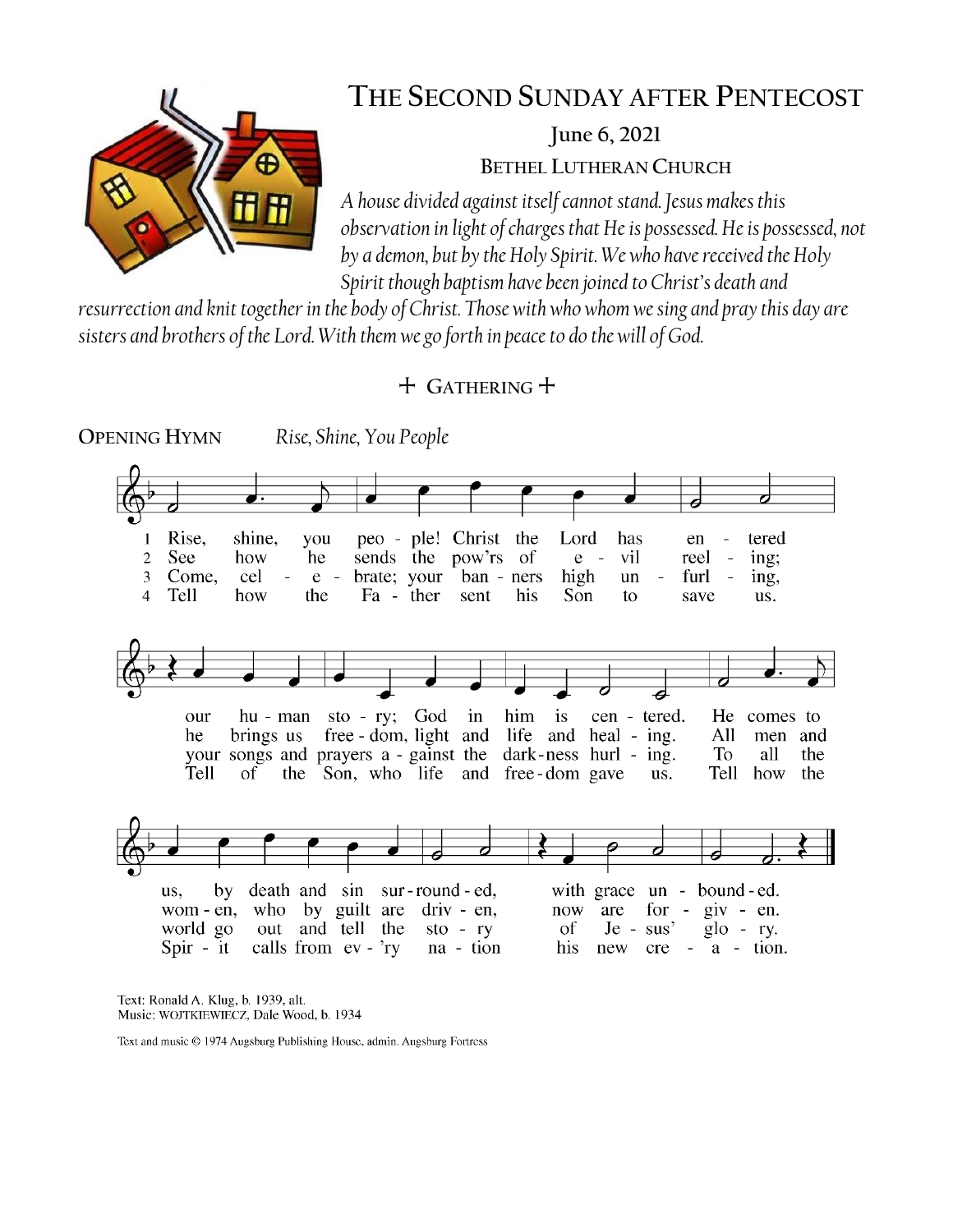# THE SECOND SUNDAY AFTER PENTECOST

**June 6, 2021**

**BETHEL LUTHERAN CHURCH**

*A house divided against itself cannot stand. Jesus makes this observation in light of charges that He is possessed. He is possessed, not by a demon, but by the Holy Spirit. We who have received the Holy Spirit though baptism have been joined to Christ's death and resurrection and knit together in the body of Christ. Those with who whom we sing and pray this day are sisters and brothers of the Lord. With them we go forth in peace to do the will of God.*

## + GATHERING +

**OPENING HYMN** *Rise, Shine, You People*

1 Rise, shine, you people! Christ the Lord has entered our human story; God in him is centered. He comes to us, by death and sin surrounded, with grace unbounded.

2 See how he sends the pow'rs of evil reeling; he brings us freedom, light and life and healing. All men and women, who by guilt are driven, now are forgiven.

3 Come, celebrate; your banners high unfurling, your songs and prayers against the darkness hurling. To all the world go out and tell the story of Jesus' glory.

4 Tell how the Father sent his Son to save us. Tell of the Son, who life and freedom gave us. Tell how the Spirit calls from every nation his new creation.

Text: Ronald A. Klug, b. 1939, alt.
Music: WOJTKIEWIECZ, Dale Wood, b. 1934

Text and music © 1974 Augsburg Publishing House, admin. Augsburg Fortress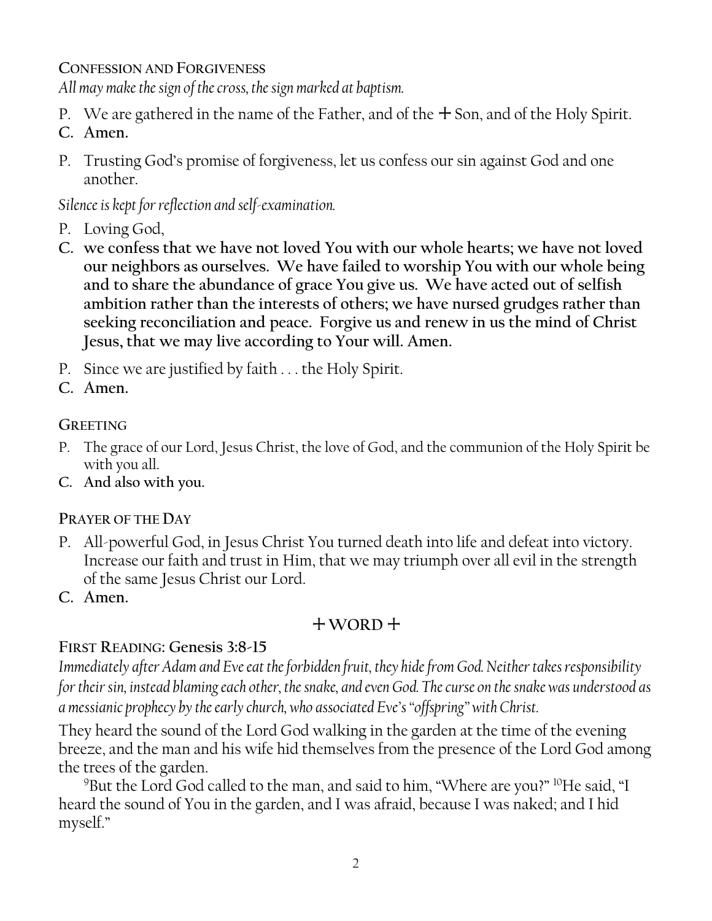### Confession and Forgiveness

*All may make the sign of the cross, the sign marked at baptism.*

P. We are gathered in the name of the Father, and of the + Son, and of the Holy Spirit.

**C. Amen.**

P. Trusting God's promise of forgiveness, let us confess our sin against God and one another.

*Silence is kept for reflection and self-examination.*

P. Loving God,

**C. we confess that we have not loved You with our whole hearts; we have not loved our neighbors as ourselves. We have failed to worship You with our whole being and to share the abundance of grace You give us. We have acted out of selfish ambition rather than the interests of others; we have nursed grudges rather than seeking reconciliation and peace. Forgive us and renew in us the mind of Christ Jesus, that we may live according to Your will. Amen.**

P. Since we are justified by faith . . . the Holy Spirit.

**C. Amen.**

### Greeting

P. The grace of our Lord, Jesus Christ, the love of God, and the communion of the Holy Spirit be with you all.

**C. And also with you.**

### Prayer of the Day

P. All-powerful God, in Jesus Christ You turned death into life and defeat into victory. Increase our faith and trust in Him, that we may triumph over all evil in the strength of the same Jesus Christ our Lord.

**C. Amen.**

## + WORD +

### First Reading: Genesis 3:8-15

*Immediately after Adam and Eve eat the forbidden fruit, they hide from God. Neither takes responsibility for their sin, instead blaming each other, the snake, and even God. The curse on the snake was understood as a messianic prophecy by the early church, who associated Eve's "offspring" with Christ.*

They heard the sound of the Lord God walking in the garden at the time of the evening breeze, and the man and his wife hid themselves from the presence of the Lord God among the trees of the garden.

[9]But the Lord God called to the man, and said to him, "Where are you?" [10]He said, "I heard the sound of You in the garden, and I was afraid, because I was naked; and I hid myself."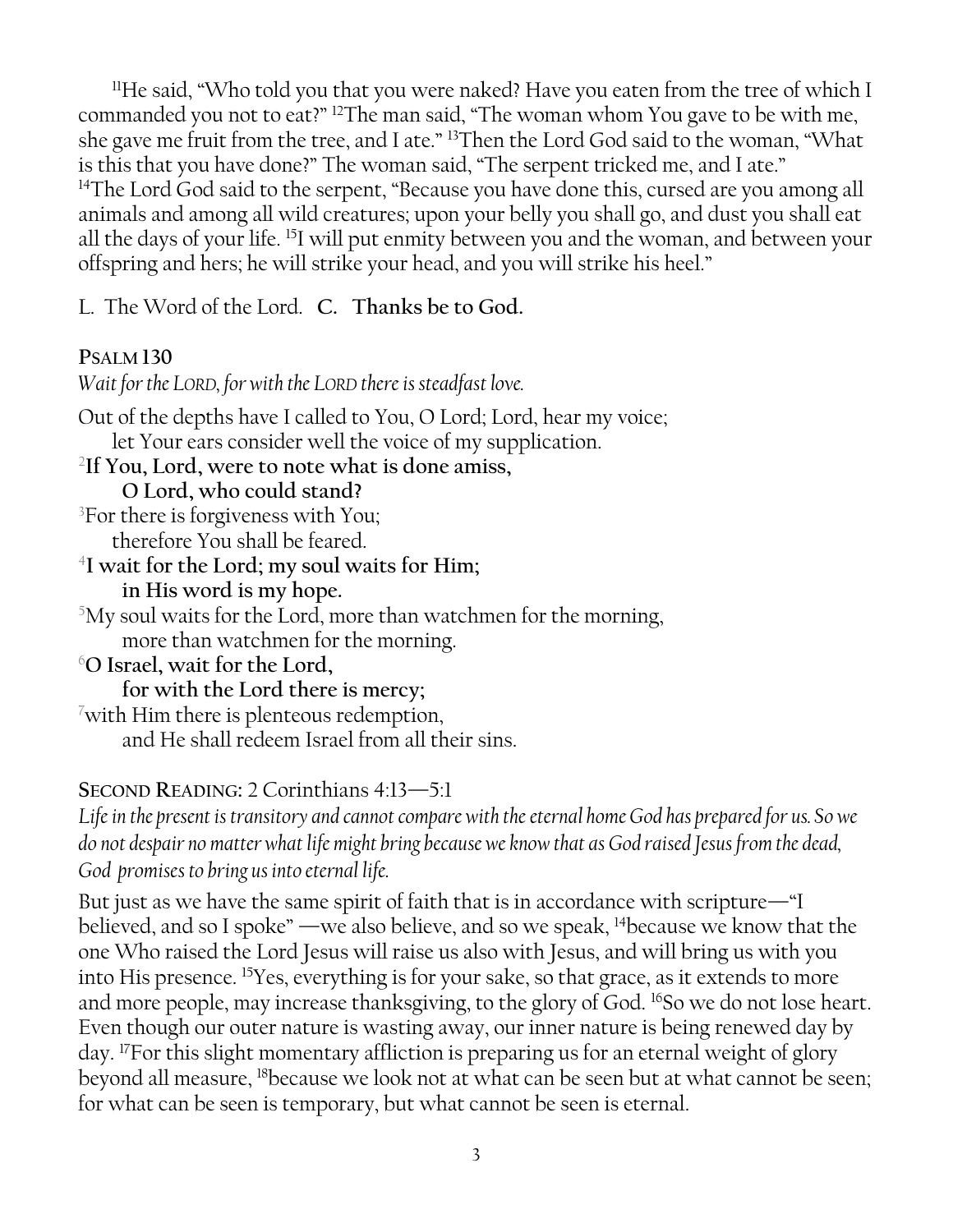[11]He said, "Who told you that you were naked? Have you eaten from the tree of which I commanded you not to eat?" [12]The man said, "The woman whom You gave to be with me, she gave me fruit from the tree, and I ate." [13]Then the Lord God said to the woman, "What is this that you have done?" The woman said, "The serpent tricked me, and I ate." [14]The Lord God said to the serpent, "Because you have done this, cursed are you among all animals and among all wild creatures; upon your belly you shall go, and dust you shall eat all the days of your life. [15]I will put enmity between you and the woman, and between your offspring and hers; he will strike your head, and you will strike his heel."

L. The Word of the Lord. **C. Thanks be to God.**

**Psalm 130**

*Wait for the LORD, for with the LORD there is steadfast love.*

Out of the depths have I called to You, O Lord; Lord, hear my voice;
let Your ears consider well the voice of my supplication.

[2]**If You, Lord, were to note what is done amiss,**
**O Lord, who could stand?**

[3]For there is forgiveness with You;
therefore You shall be feared.

[4]**I wait for the Lord; my soul waits for Him;**
**in His word is my hope.**

[5]My soul waits for the Lord, more than watchmen for the morning,
more than watchmen for the morning.

[6]**O Israel, wait for the Lord,**
**for with the Lord there is mercy;**

[7]with Him there is plenteous redemption,
and He shall redeem Israel from all their sins.

**Second Reading:** 2 Corinthians 4:13—5:1

*Life in the present is transitory and cannot compare with the eternal home God has prepared for us. So we do not despair no matter what life might bring because we know that as God raised Jesus from the dead, God promises to bring us into eternal life.*

But just as we have the same spirit of faith that is in accordance with scripture—"I believed, and so I spoke" —we also believe, and so we speak, [14]because we know that the one Who raised the Lord Jesus will raise us also with Jesus, and will bring us with you into His presence. [15]Yes, everything is for your sake, so that grace, as it extends to more and more people, may increase thanksgiving, to the glory of God. [16]So we do not lose heart. Even though our outer nature is wasting away, our inner nature is being renewed day by day. [17]For this slight momentary affliction is preparing us for an eternal weight of glory beyond all measure, [18]because we look not at what can be seen but at what cannot be seen; for what can be seen is temporary, but what cannot be seen is eternal.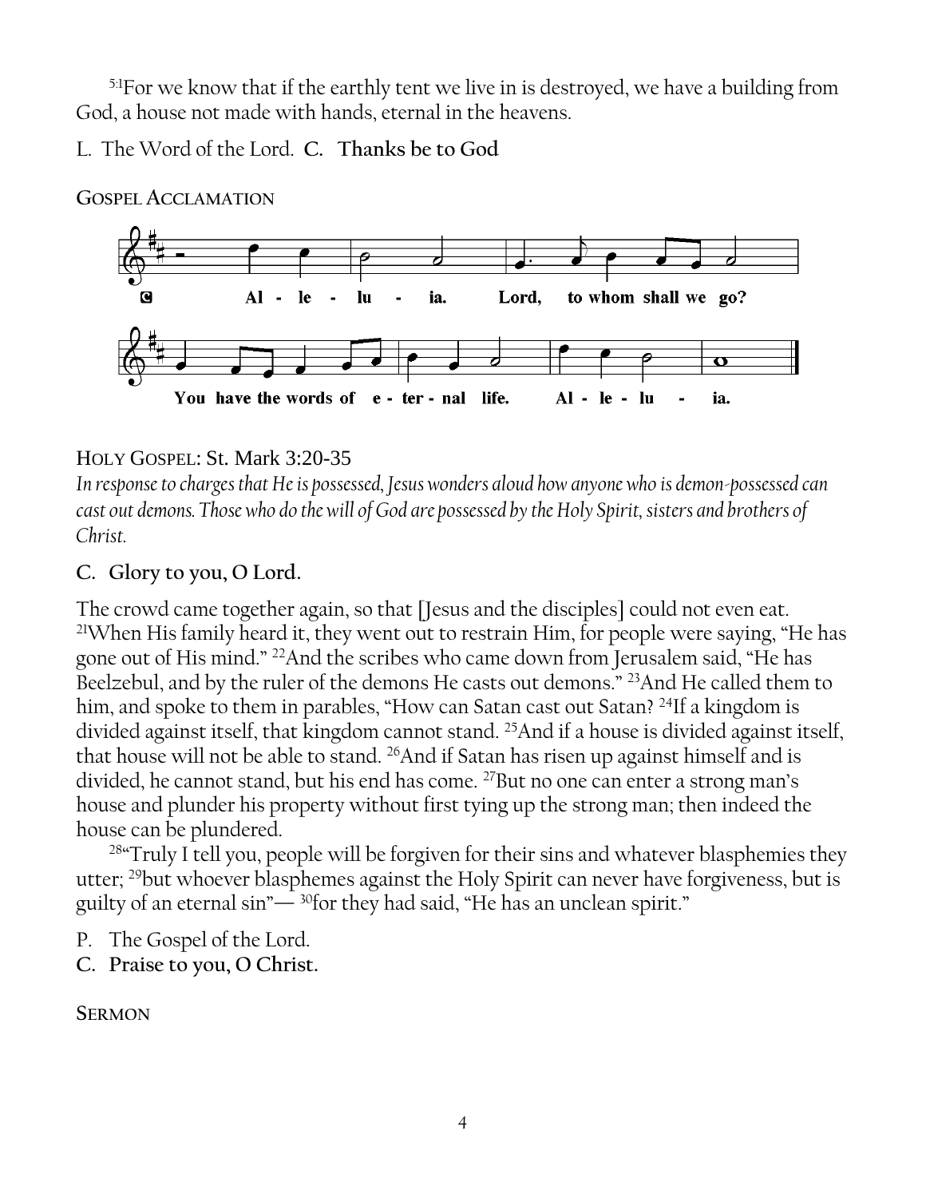[5:1]For we know that if the earthly tent we live in is destroyed, we have a building from God, a house not made with hands, eternal in the heavens.

L. The Word of the Lord. **C. Thanks be to God**

**GOSPEL ACCLAMATION**

C Alleluia. Lord, to whom shall we go? You have the words of eternal life. Alleluia.

HOLY GOSPEL: St. Mark 3:20-35

*In response to charges that He is possessed, Jesus wonders aloud how anyone who is demon-possessed can cast out demons. Those who do the will of God are possessed by the Holy Spirit, sisters and brothers of Christ.*

**C. Glory to you, O Lord.**

The crowd came together again, so that [Jesus and the disciples] could not even eat. [21]When His family heard it, they went out to restrain Him, for people were saying, "He has gone out of His mind." [22]And the scribes who came down from Jerusalem said, "He has Beelzebul, and by the ruler of the demons He casts out demons." [23]And He called them to him, and spoke to them in parables, "How can Satan cast out Satan? [24]If a kingdom is divided against itself, that kingdom cannot stand. [25]And if a house is divided against itself, that house will not be able to stand. [26]And if Satan has risen up against himself and is divided, he cannot stand, but his end has come. [27]But no one can enter a strong man's house and plunder his property without first tying up the strong man; then indeed the house can be plundered.

[28]"Truly I tell you, people will be forgiven for their sins and whatever blasphemies they utter; [29]but whoever blasphemes against the Holy Spirit can never have forgiveness, but is guilty of an eternal sin"— [30]for they had said, "He has an unclean spirit."

P. The Gospel of the Lord.

**C. Praise to you, O Christ.**

**SERMON**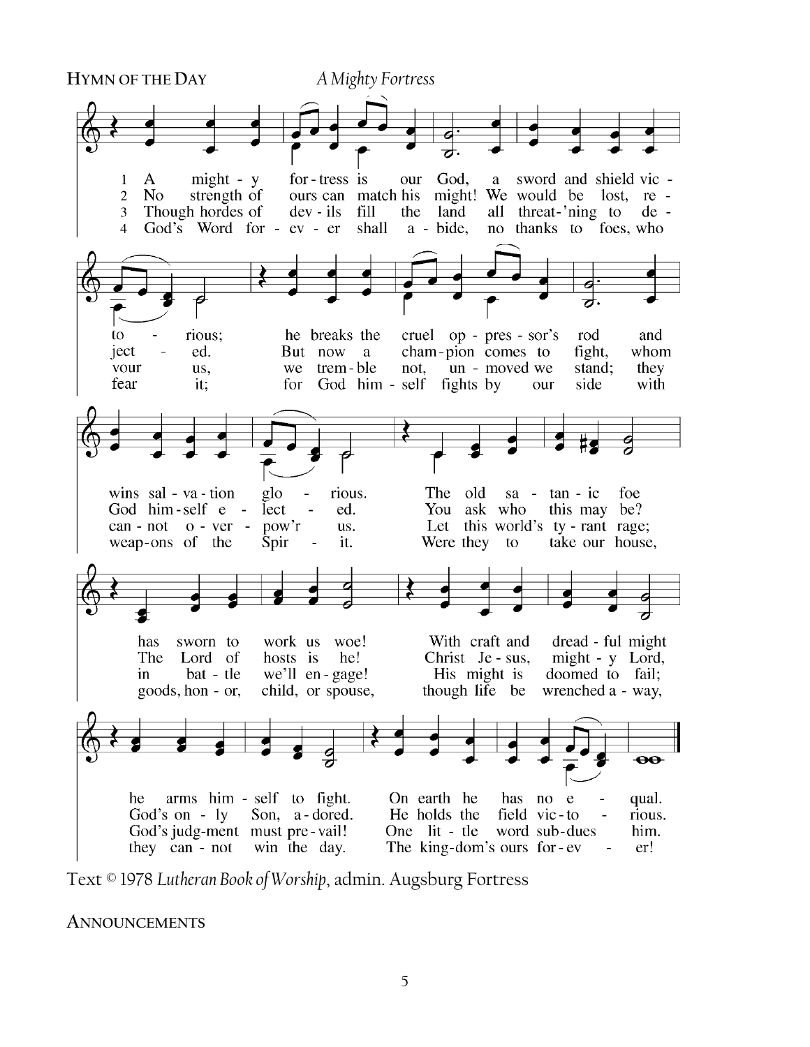**HYMN OF THE DAY** *A Mighty Fortress*

1 A mighty fortress is our God, a sword and shield victorious; he breaks the cruel oppressor's rod and wins salvation glorious. The old satanic foe has sworn to work us woe! With craft and dreadful might he arms himself to fight. On earth he has no equal.

2 No strength of ours can match his might! We would be lost, rejected. But now a champion comes to fight, whom God himself elected. You ask who this may be? The Lord of hosts is he! Christ Jesus, mighty Lord, God's only Son, adored. He holds the field victorious.

3 Though hordes of devils fill the land all threat'ning to devour us, we tremble not, unmoved we stand; they cannot overpow'r us. Let this world's tyrant rage; in battle we'll engage! His might is doomed to fail; God's judgment must prevail! One little word subdues him.

4 God's Word forever shall abide, no thanks to foes, who fear it; for God himself fights by our side with weapons of the Spirit. Were they to take our house, goods, honor, child, or spouse, though life be wrenched away, they cannot win the day. The kingdom's ours forever!

Text © 1978 *Lutheran Book of Worship*, admin. Augsburg Fortress

**ANNOUNCEMENTS**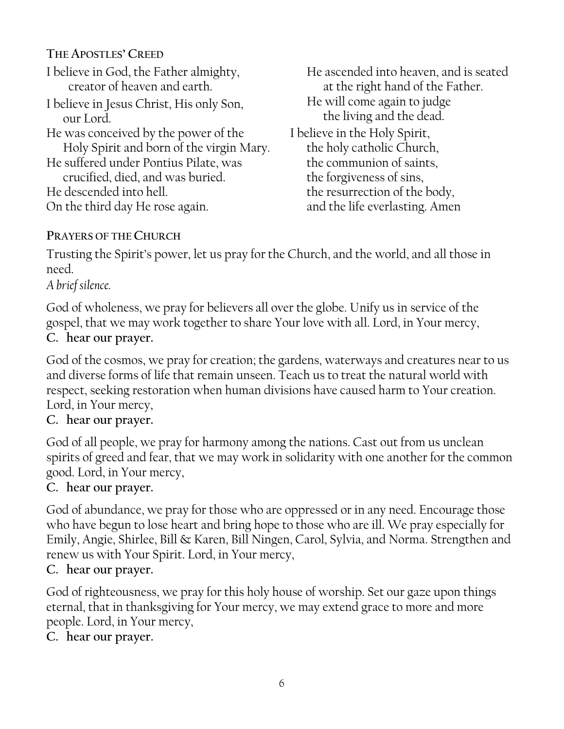### The Apostles' Creed

I believe in God, the Father almighty,
creator of heaven and earth.

I believe in Jesus Christ, His only Son,
our Lord.
He was conceived by the power of the
Holy Spirit and born of the virgin Mary.
He suffered under Pontius Pilate, was
crucified, died, and was buried.
He descended into hell.
On the third day He rose again.
He ascended into heaven, and is seated
at the right hand of the Father.
He will come again to judge
the living and the dead.

I believe in the Holy Spirit,
the holy catholic Church,
the communion of saints,
the forgiveness of sins,
the resurrection of the body,
and the life everlasting. Amen

### Prayers of the Church

Trusting the Spirit's power, let us pray for the Church, and the world, and all those in need.
*A brief silence.*

God of wholeness, we pray for believers all over the globe. Unify us in service of the gospel, that we may work together to share Your love with all. Lord, in Your mercy,
**C. hear our prayer.**

God of the cosmos, we pray for creation; the gardens, waterways and creatures near to us and diverse forms of life that remain unseen. Teach us to treat the natural world with respect, seeking restoration when human divisions have caused harm to Your creation. Lord, in Your mercy,
**C. hear our prayer.**

God of all people, we pray for harmony among the nations. Cast out from us unclean spirits of greed and fear, that we may work in solidarity with one another for the common good. Lord, in Your mercy,
**C. hear our prayer.**

God of abundance, we pray for those who are oppressed or in any need. Encourage those who have begun to lose heart and bring hope to those who are ill. We pray especially for Emily, Angie, Shirlee, Bill & Karen, Bill Ningen, Carol, Sylvia, and Norma. Strengthen and renew us with Your Spirit. Lord, in Your mercy,
**C. hear our prayer.**

God of righteousness, we pray for this holy house of worship. Set our gaze upon things eternal, that in thanksgiving for Your mercy, we may extend grace to more and more people. Lord, in Your mercy,
**C. hear our prayer.**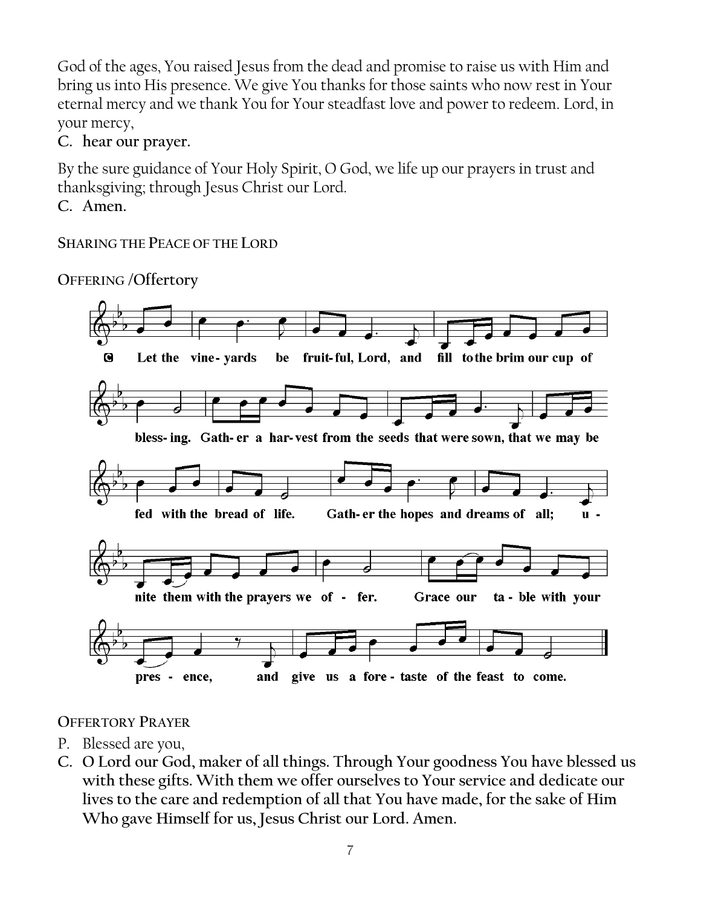God of the ages, You raised Jesus from the dead and promise to raise us with Him and bring us into His presence. We give You thanks for those saints who now rest in Your eternal mercy and we thank You for Your steadfast love and power to redeem. Lord, in your mercy,

**C. hear our prayer.**

By the sure guidance of Your Holy Spirit, O God, we life up our prayers in trust and thanksgiving; through Jesus Christ our Lord.

**C. Amen.**

SHARING THE PEACE OF THE LORD

OFFERING /**Offertory**

**C** Let the vine-yards be fruit-ful, Lord, and fill to the brim our cup of bless-ing. Gath-er a har-vest from the seeds that were sown, that we may be fed with the bread of life. Gath-er the hopes and dreams of all; u-nite them with the prayers we of-fer. Grace our ta-ble with your pres-ence, and give us a fore-taste of the feast to come.

OFFERTORY PRAYER

P. Blessed are you,

**C. O Lord our God, maker of all things. Through Your goodness You have blessed us with these gifts. With them we offer ourselves to Your service and dedicate our lives to the care and redemption of all that You have made, for the sake of Him Who gave Himself for us, Jesus Christ our Lord. Amen.**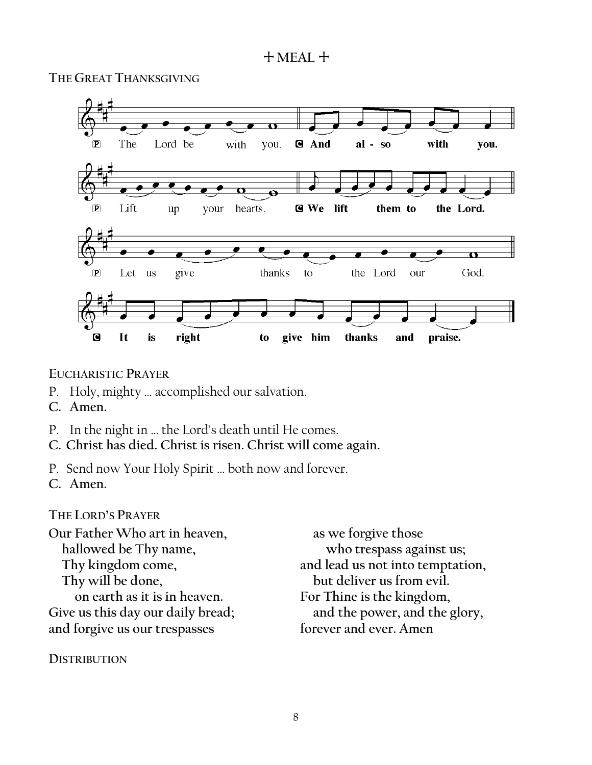## + MEAL +

### THE GREAT THANKSGIVING

P The Lord be with you. **C And also with you.**

P Lift up your hearts. **C We lift them to the Lord.**

P Let us give thanks to the Lord our God.

**C It is right to give him thanks and praise.**

### EUCHARISTIC PRAYER

P. Holy, mighty … accomplished our salvation.
**C. Amen.**

P. In the night in … the Lord's death until He comes.
**C. Christ has died. Christ is risen. Christ will come again.**

P. Send now Your Holy Spirit … both now and forever.
**C. Amen.**

### THE LORD'S PRAYER

**Our Father Who art in heaven,**
**hallowed be Thy name,**
**Thy kingdom come,**
**Thy will be done,**
**on earth as it is in heaven.**
**Give us this day our daily bread;**
**and forgive us our trespasses**
**as we forgive those**
**who trespass against us;**
**and lead us not into temptation,**
**but deliver us from evil.**
**For Thine is the kingdom,**
**and the power, and the glory,**
**forever and ever. Amen**

### DISTRIBUTION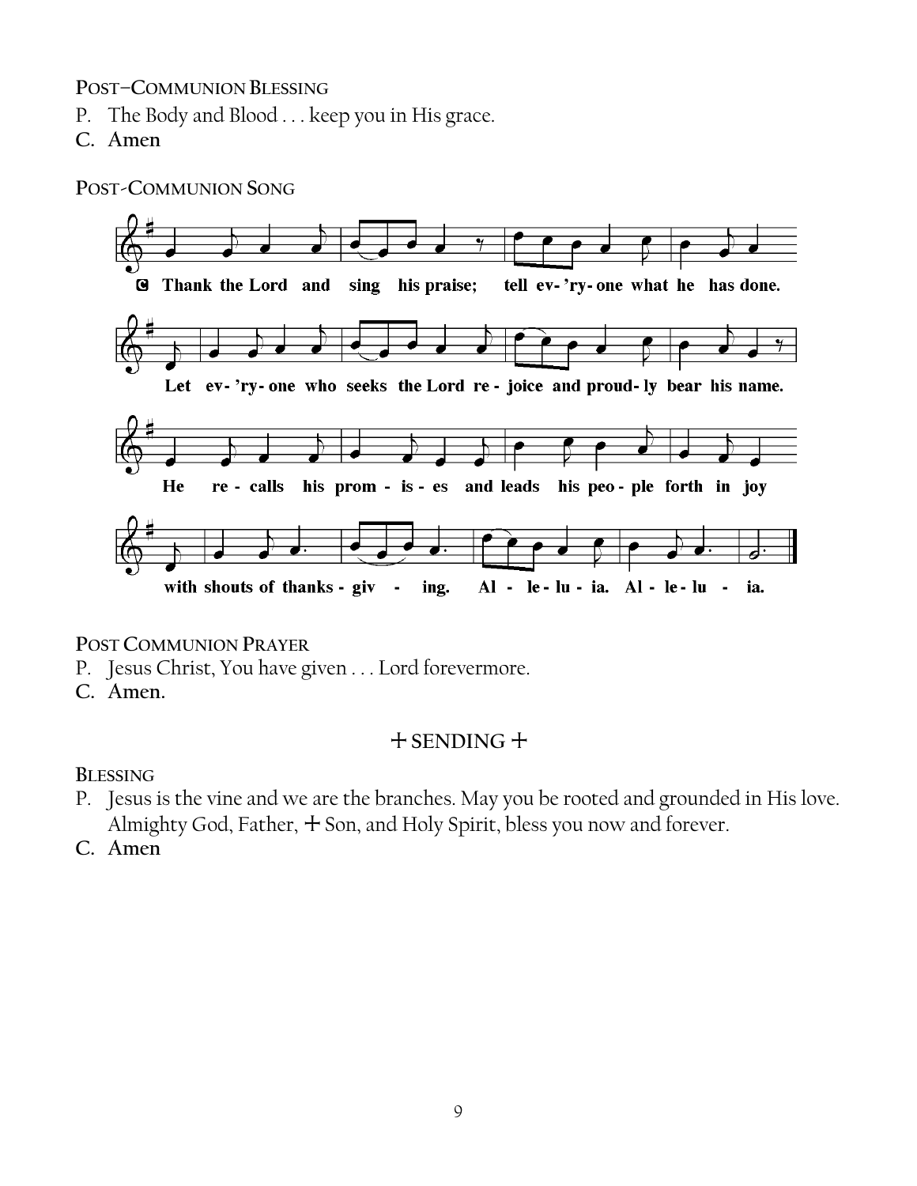**POST–COMMUNION BLESSING**

P. The Body and Blood . . . keep you in His grace.

**C. Amen**

**POST-COMMUNION SONG**

**C** Thank the Lord and sing his praise; tell ev-'ry-one what he has done.

Let ev-'ry-one who seeks the Lord re-joice and proud-ly bear his name.

He re-calls his prom-is-es and leads his peo-ple forth in joy

with shouts of thanks-giv-ing. Al-le-lu-ia. Al-le-lu-ia.

**POST COMMUNION PRAYER**

P. Jesus Christ, You have given . . . Lord forevermore.

**C. Amen.**

## + SENDING +

**BLESSING**

P. Jesus is the vine and we are the branches. May you be rooted and grounded in His love. Almighty God, Father, + Son, and Holy Spirit, bless you now and forever.

**C. Amen**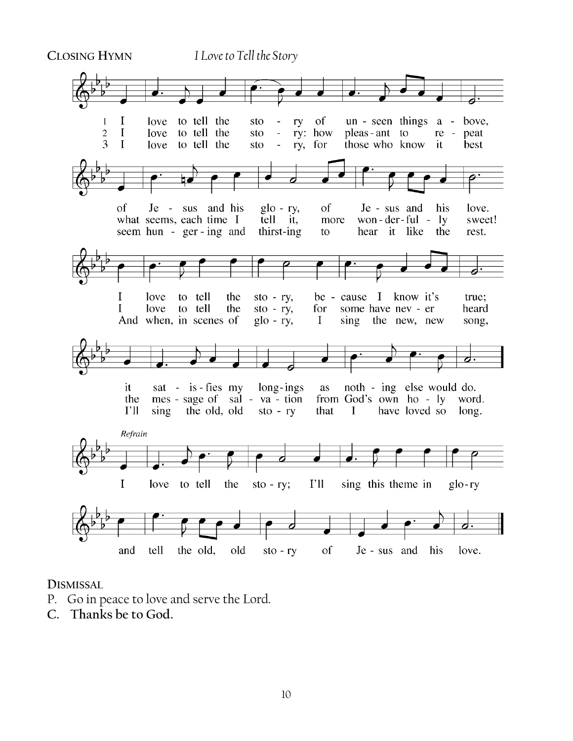**CLOSING HYMN** *I Love to Tell the Story*

1 I love to tell the story of unseen things above,
of Jesus and his glory, of Jesus and his love.
I love to tell the story, because I know it's true;
it satisfies my longings as nothing else would do.

2 I love to tell the story: how pleasant to repeat
what seems, each time I tell it, more wonderfully sweet!
I love to tell the story, for some have never heard
the message of salvation from God's own holy word.

3 I love to tell the story, for those who know it best
seem hungering and thirsting to hear it like the rest.
And when, in scenes of glory, I sing the new, new song,
I'll sing the old, old story that I have loved so long.

*Refrain*

I love to tell the story; I'll sing this theme in glory
and tell the old, old story of Jesus and his love.

**DISMISSAL**

P. Go in peace to love and serve the Lord.

**C. Thanks be to God.**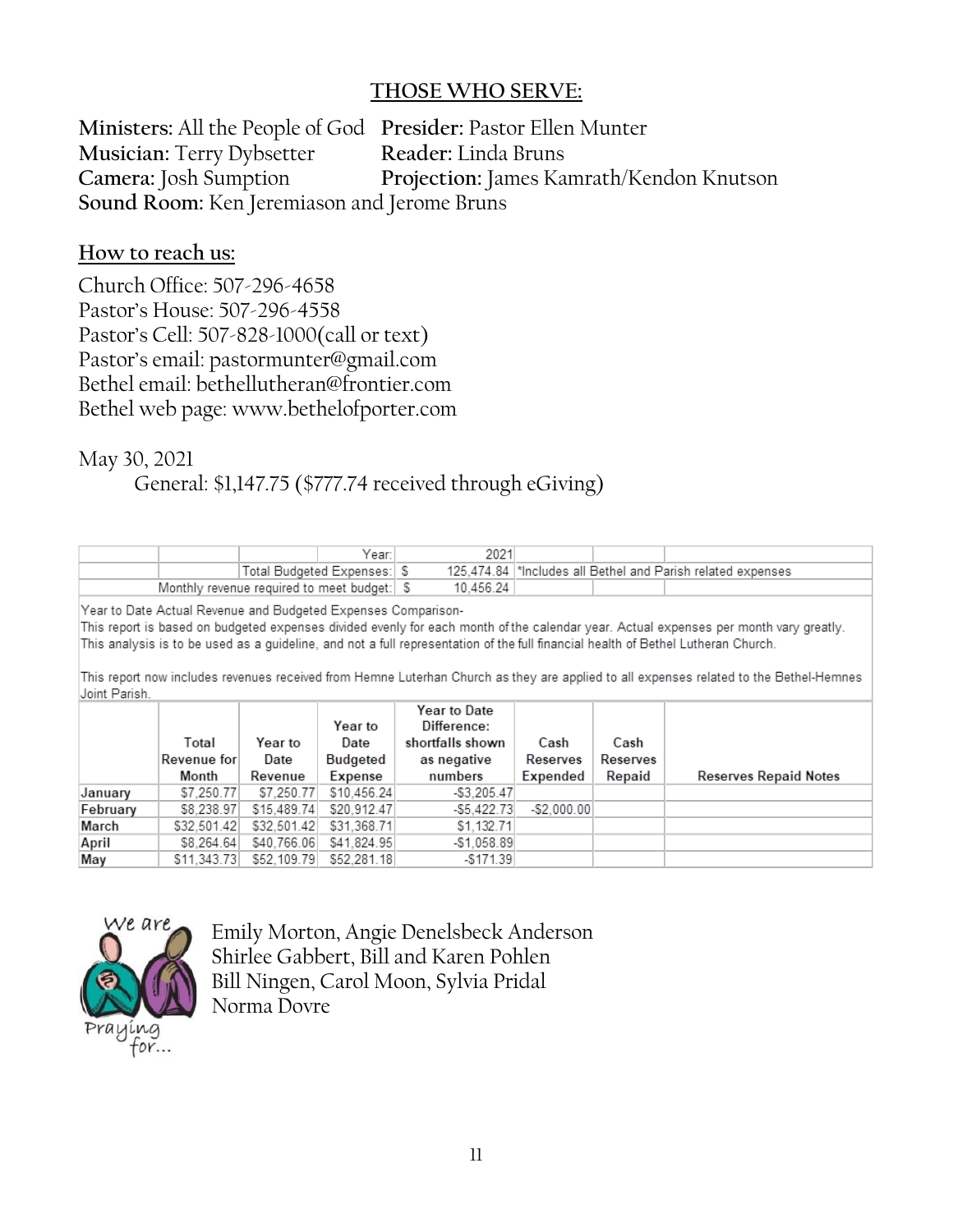## THOSE WHO SERVE:

**Ministers:** All the People of God  **Presider:** Pastor Ellen Munter
**Musician:** Terry Dybsetter  **Reader:** Linda Bruns
**Camera:** Josh Sumption  **Projection:** James Kamrath/Kendon Knutson
**Sound Room:** Ken Jeremiason and Jerome Bruns

## How to reach us:

Church Office: 507-296-4658
Pastor's House: 507-296-4558
Pastor's Cell: 507-828-1000(call or text)
Pastor's email: pastormunter@gmail.com
Bethel email: bethellutheran@frontier.com
Bethel web page: www.bethelofporter.com

May 30, 2021

General: $1,147.75 ($777.74 received through eGiving)

| | | | Year: | 2021 | | | |
|---|---|---|---|---|---|---|---|
| | | Total Budgeted Expenses: | $ | 125,474.84 | *Includes all Bethel and Parish related expenses | | |
| | Monthly revenue required to meet budget: | | $ | 10,456.24 | | | |

Year to Date Actual Revenue and Budgeted Expenses Comparison-
This report is based on budgeted expenses divided evenly for each month of the calendar year. Actual expenses per month vary greatly. This analysis is to be used as a guideline, and not a full representation of the full financial health of Bethel Lutheran Church.

This report now includes revenues received from Hemne Luterhan Church as they are applied to all expenses related to the Bethel-Hemnes Joint Parish.

| | Total Revenue for Month | Year to Date Revenue | Year to Date Budgeted Expense | Year to Date Difference: shortfalls shown as negative numbers | Cash Reserves Expended | Cash Reserves Repaid | Reserves Repaid Notes |
|---|---|---|---|---|---|---|---|
| January | $7,250.77 | $7,250.77 | $10,456.24 | -$3,205.47 | | | |
| February | $8,238.97 | $15,489.74 | $20,912.47 | -$5,422.73 | -$2,000.00 | | |
| March | $32,501.42 | $32,501.42 | $31,368.71 | $1,132.71 | | | |
| April | $8,264.64 | $40,766.06 | $41,824.95 | -$1,058.89 | | | |
| May | $11,343.73 | $52,109.79 | $52,281.18 | -$171.39 | | | |

We are Praying for...

Emily Morton, Angie Denelsbeck Anderson
Shirlee Gabbert, Bill and Karen Pohlen
Bill Ningen, Carol Moon, Sylvia Pridal
Norma Dovre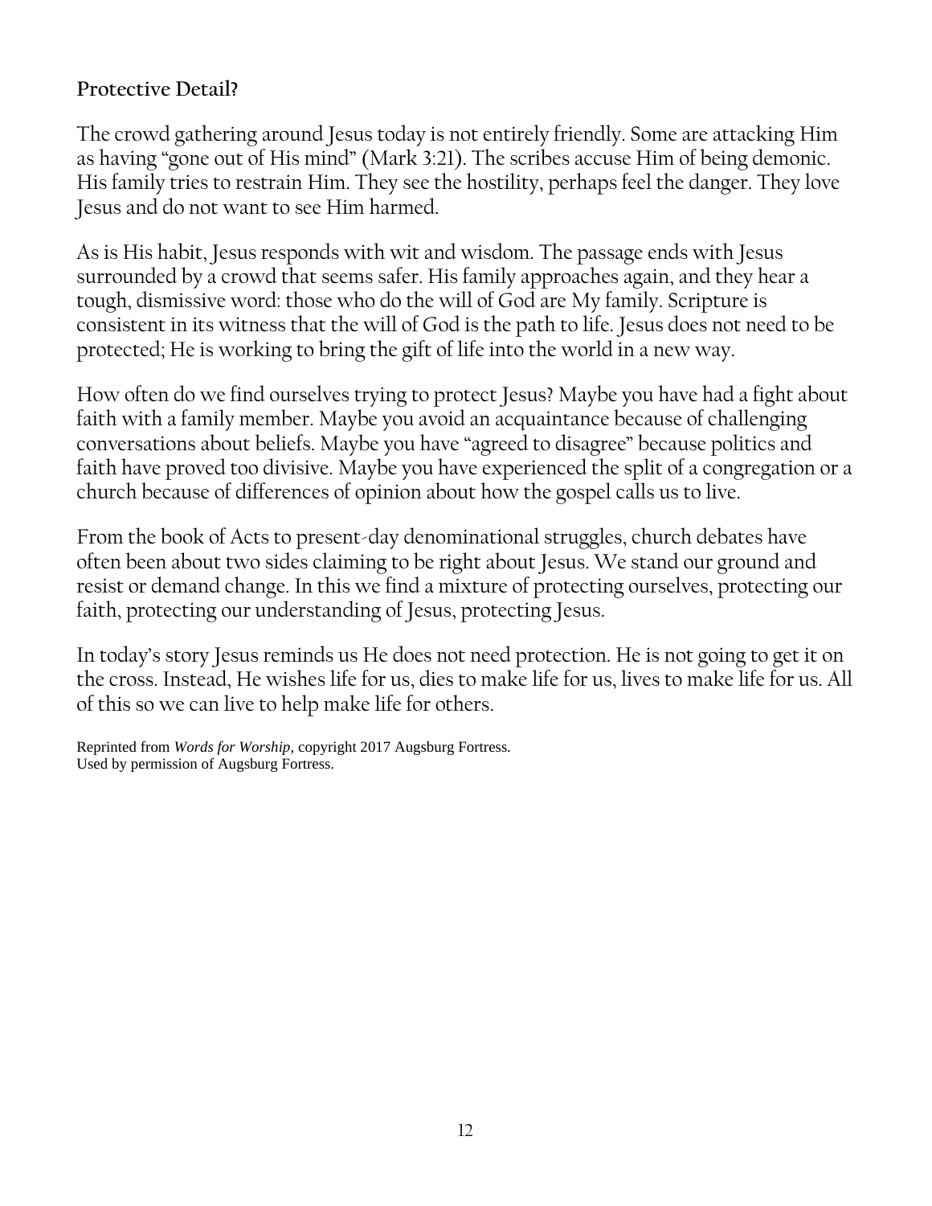**Protective Detail?**

The crowd gathering around Jesus today is not entirely friendly. Some are attacking Him as having "gone out of His mind" (Mark 3:21). The scribes accuse Him of being demonic. His family tries to restrain Him. They see the hostility, perhaps feel the danger. They love Jesus and do not want to see Him harmed.

As is His habit, Jesus responds with wit and wisdom. The passage ends with Jesus surrounded by a crowd that seems safer. His family approaches again, and they hear a tough, dismissive word: those who do the will of God are My family. Scripture is consistent in its witness that the will of God is the path to life. Jesus does not need to be protected; He is working to bring the gift of life into the world in a new way.

How often do we find ourselves trying to protect Jesus? Maybe you have had a fight about faith with a family member. Maybe you avoid an acquaintance because of challenging conversations about beliefs. Maybe you have "agreed to disagree" because politics and faith have proved too divisive. Maybe you have experienced the split of a congregation or a church because of differences of opinion about how the gospel calls us to live.

From the book of Acts to present-day denominational struggles, church debates have often been about two sides claiming to be right about Jesus. We stand our ground and resist or demand change. In this we find a mixture of protecting ourselves, protecting our faith, protecting our understanding of Jesus, protecting Jesus.

In today's story Jesus reminds us He does not need protection. He is not going to get it on the cross. Instead, He wishes life for us, dies to make life for us, lives to make life for us. All of this so we can live to help make life for others.

Reprinted from *Words for Worship*, copyright 2017 Augsburg Fortress.
Used by permission of Augsburg Fortress.